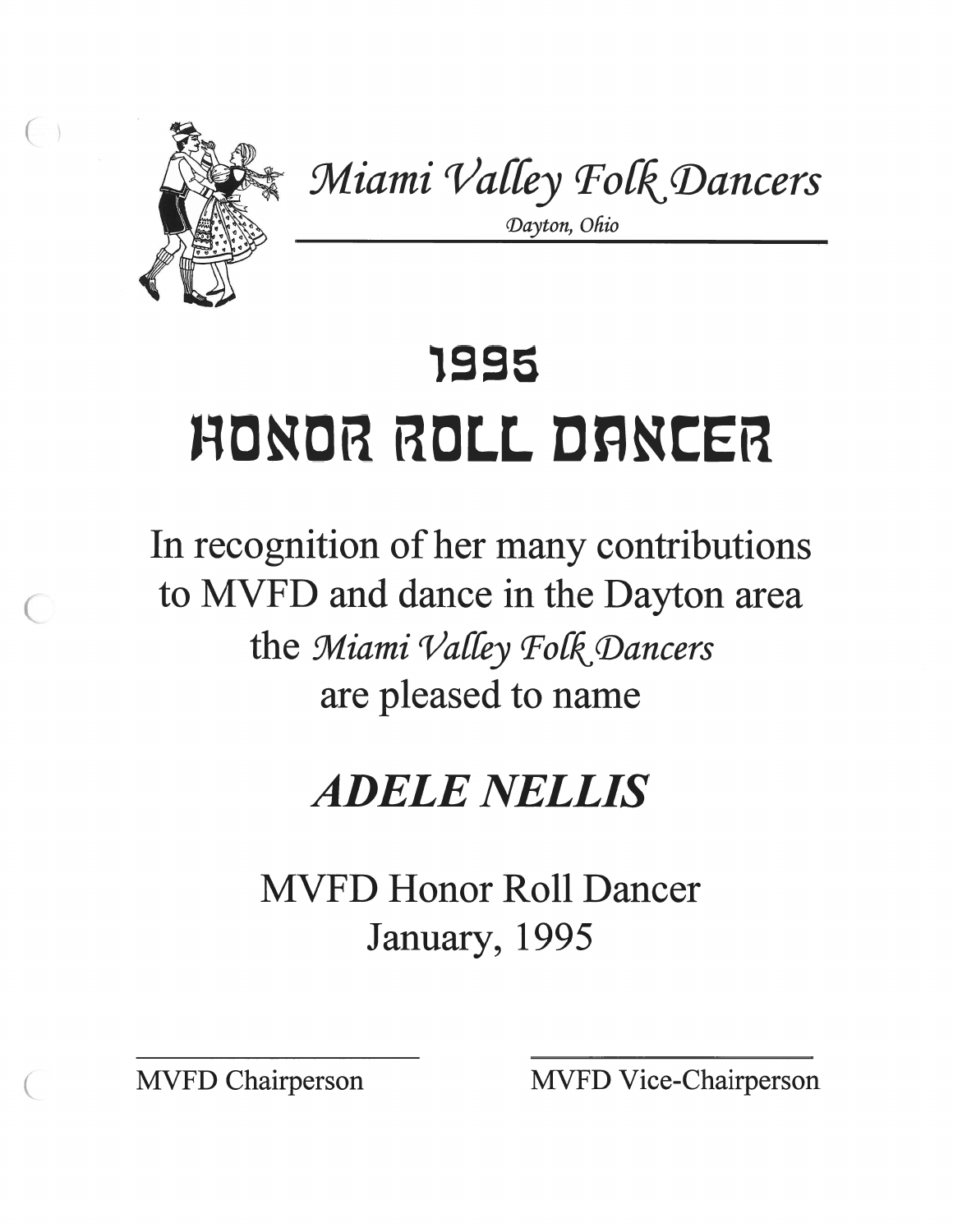*Miami Valley Folk Dancers*

*Dayton, Ohio*

# 1995

# HONOR ROLL DANCER

In recognition of her many contributions to MVFD and dance in the Dayton area the *Miami Valley Folk Dancers* are pleased to name

## *ADELE NELLIS*

MVFD Honor Roll Dancer
January, 1995

\_\_\_\_\_\_\_\_\_\_\_\_\_\_\_\_\_\_\_\_ \_\_\_\_\_\_\_\_\_\_\_\_\_\_\_\_\_\_\_\_

MVFD Chairperson MVFD Vice-Chairperson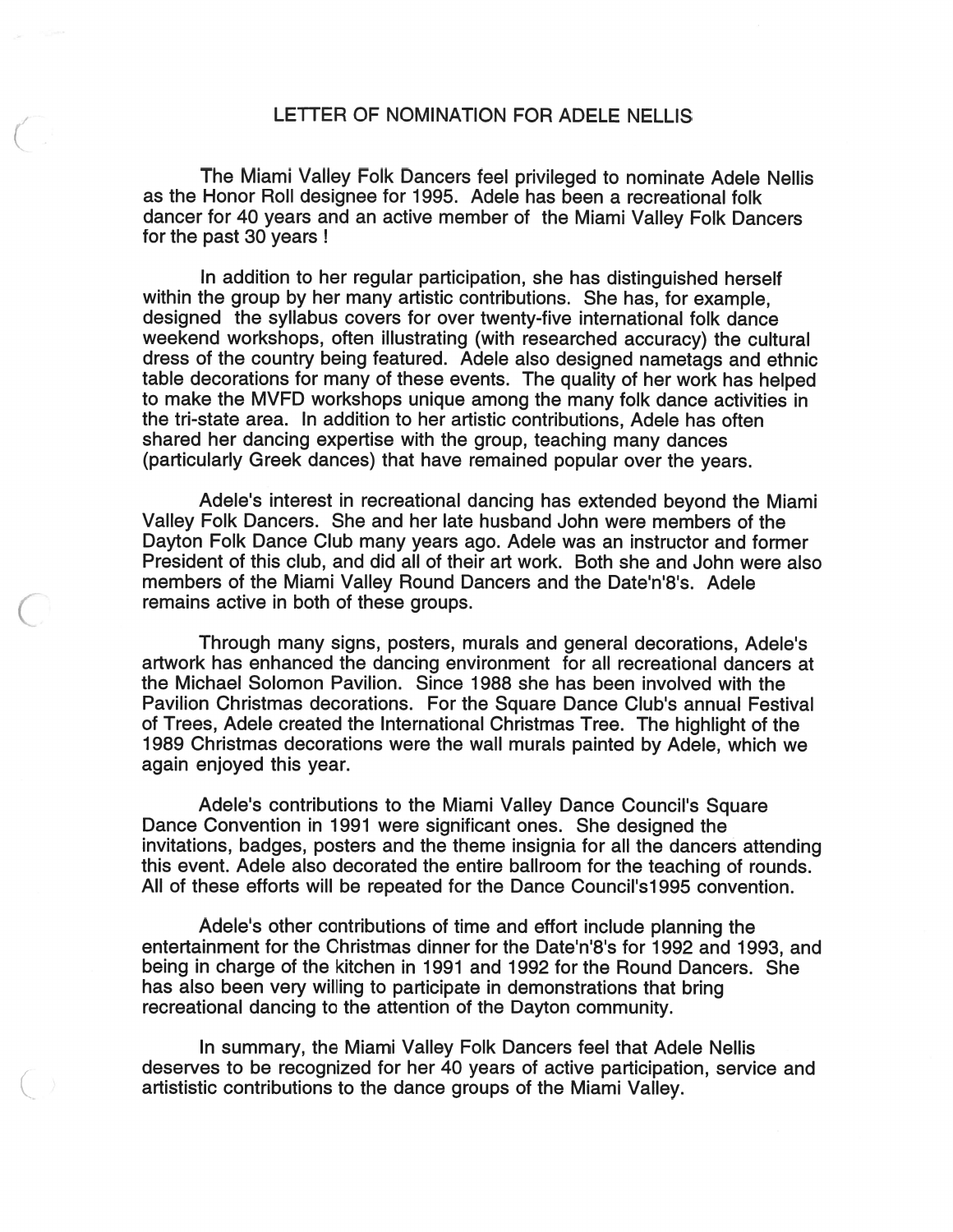# LETTER OF NOMINATION FOR ADELE NELLIS

The Miami Valley Folk Dancers feel privileged to nominate Adele Nellis as the Honor Roll designee for 1995. Adele has been a recreational folk dancer for 40 years and an active member of the Miami Valley Folk Dancers for the past 30 years !

In addition to her regular participation, she has distinguished herself within the group by her many artistic contributions. She has, for example, designed the syllabus covers for over twenty-five international folk dance weekend workshops, often illustrating (with researched accuracy) the cultural dress of the country being featured. Adele also designed nametags and ethnic table decorations for many of these events. The quality of her work has helped to make the MVFD workshops unique among the many folk dance activities in the tri-state area. In addition to her artistic contributions, Adele has often shared her dancing expertise with the group, teaching many dances (particularly Greek dances) that have remained popular over the years.

Adele's interest in recreational dancing has extended beyond the Miami Valley Folk Dancers. She and her late husband John were members of the Dayton Folk Dance Club many years ago. Adele was an instructor and former President of this club, and did all of their art work. Both she and John were also members of the Miami Valley Round Dancers and the Date'n'8's. Adele remains active in both of these groups.

Through many signs, posters, murals and general decorations, Adele's artwork has enhanced the dancing environment for all recreational dancers at the Michael Solomon Pavilion. Since 1988 she has been involved with the Pavilion Christmas decorations. For the Square Dance Club's annual Festival of Trees, Adele created the International Christmas Tree. The highlight of the 1989 Christmas decorations were the wall murals painted by Adele, which we again enjoyed this year.

Adele's contributions to the Miami Valley Dance Council's Square Dance Convention in 1991 were significant ones. She designed the invitations, badges, posters and the theme insignia for all the dancers attending this event. Adele also decorated the entire ballroom for the teaching of rounds. All of these efforts will be repeated for the Dance Council's1995 convention.

Adele's other contributions of time and effort include planning the entertainment for the Christmas dinner for the Date'n'8's for 1992 and 1993, and being in charge of the kitchen in 1991 and 1992 for the Round Dancers. She has also been very willing to participate in demonstrations that bring recreational dancing to the attention of the Dayton community.

In summary, the Miami Valley Folk Dancers feel that Adele Nellis deserves to be recognized for her 40 years of active participation, service and artistic contributions to the dance groups of the Miami Valley.